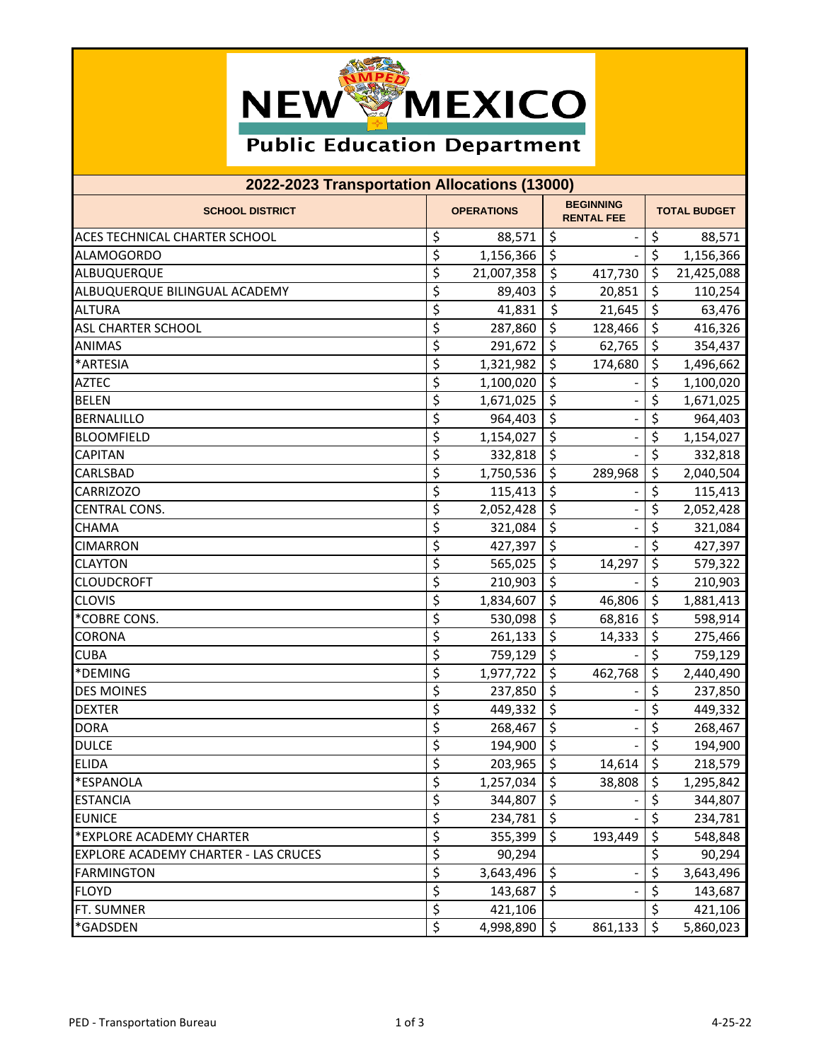New Mexico Public Education Department

## 2022-2023 Transportation Allocations (13000)

| SCHOOL DISTRICT | OPERATIONS | BEGINNING RENTAL FEE | TOTAL BUDGET |
|---|---|---|---|
| ACES TECHNICAL CHARTER SCHOOL | $ 88,571 | $ - | $ 88,571 |
| ALAMOGORDO | $ 1,156,366 | $ - | $ 1,156,366 |
| ALBUQUERQUE | $ 21,007,358 | $ 417,730 | $ 21,425,088 |
| ALBUQUERQUE BILINGUAL ACADEMY | $ 89,403 | $ 20,851 | $ 110,254 |
| ALTURA | $ 41,831 | $ 21,645 | $ 63,476 |
| ASL CHARTER SCHOOL | $ 287,860 | $ 128,466 | $ 416,326 |
| ANIMAS | $ 291,672 | $ 62,765 | $ 354,437 |
| *ARTESIA | $ 1,321,982 | $ 174,680 | $ 1,496,662 |
| AZTEC | $ 1,100,020 | $ - | $ 1,100,020 |
| BELEN | $ 1,671,025 | $ - | $ 1,671,025 |
| BERNALILLO | $ 964,403 | $ - | $ 964,403 |
| BLOOMFIELD | $ 1,154,027 | $ - | $ 1,154,027 |
| CAPITAN | $ 332,818 | $ - | $ 332,818 |
| CARLSBAD | $ 1,750,536 | $ 289,968 | $ 2,040,504 |
| CARRIZOZO | $ 115,413 | $ - | $ 115,413 |
| CENTRAL CONS. | $ 2,052,428 | $ - | $ 2,052,428 |
| CHAMA | $ 321,084 | $ - | $ 321,084 |
| CIMARRON | $ 427,397 | $ - | $ 427,397 |
| CLAYTON | $ 565,025 | $ 14,297 | $ 579,322 |
| CLOUDCROFT | $ 210,903 | $ - | $ 210,903 |
| CLOVIS | $ 1,834,607 | $ 46,806 | $ 1,881,413 |
| *COBRE CONS. | $ 530,098 | $ 68,816 | $ 598,914 |
| CORONA | $ 261,133 | $ 14,333 | $ 275,466 |
| CUBA | $ 759,129 | $ - | $ 759,129 |
| *DEMING | $ 1,977,722 | $ 462,768 | $ 2,440,490 |
| DES MOINES | $ 237,850 | $ - | $ 237,850 |
| DEXTER | $ 449,332 | $ - | $ 449,332 |
| DORA | $ 268,467 | $ - | $ 268,467 |
| DULCE | $ 194,900 | $ - | $ 194,900 |
| ELIDA | $ 203,965 | $ 14,614 | $ 218,579 |
| *ESPANOLA | $ 1,257,034 | $ 38,808 | $ 1,295,842 |
| ESTANCIA | $ 344,807 | $ - | $ 344,807 |
| EUNICE | $ 234,781 | $ - | $ 234,781 |
| *EXPLORE ACADEMY CHARTER | $ 355,399 | $ 193,449 | $ 548,848 |
| EXPLORE ACADEMY CHARTER - LAS CRUCES | $ 90,294 | | $ 90,294 |
| FARMINGTON | $ 3,643,496 | $ - | $ 3,643,496 |
| FLOYD | $ 143,687 | $ - | $ 143,687 |
| FT. SUMNER | $ 421,106 | | $ 421,106 |
| *GADSDEN | $ 4,998,890 | $ 861,133 | $ 5,860,023 |

PED - Transportation Bureau 4-25-22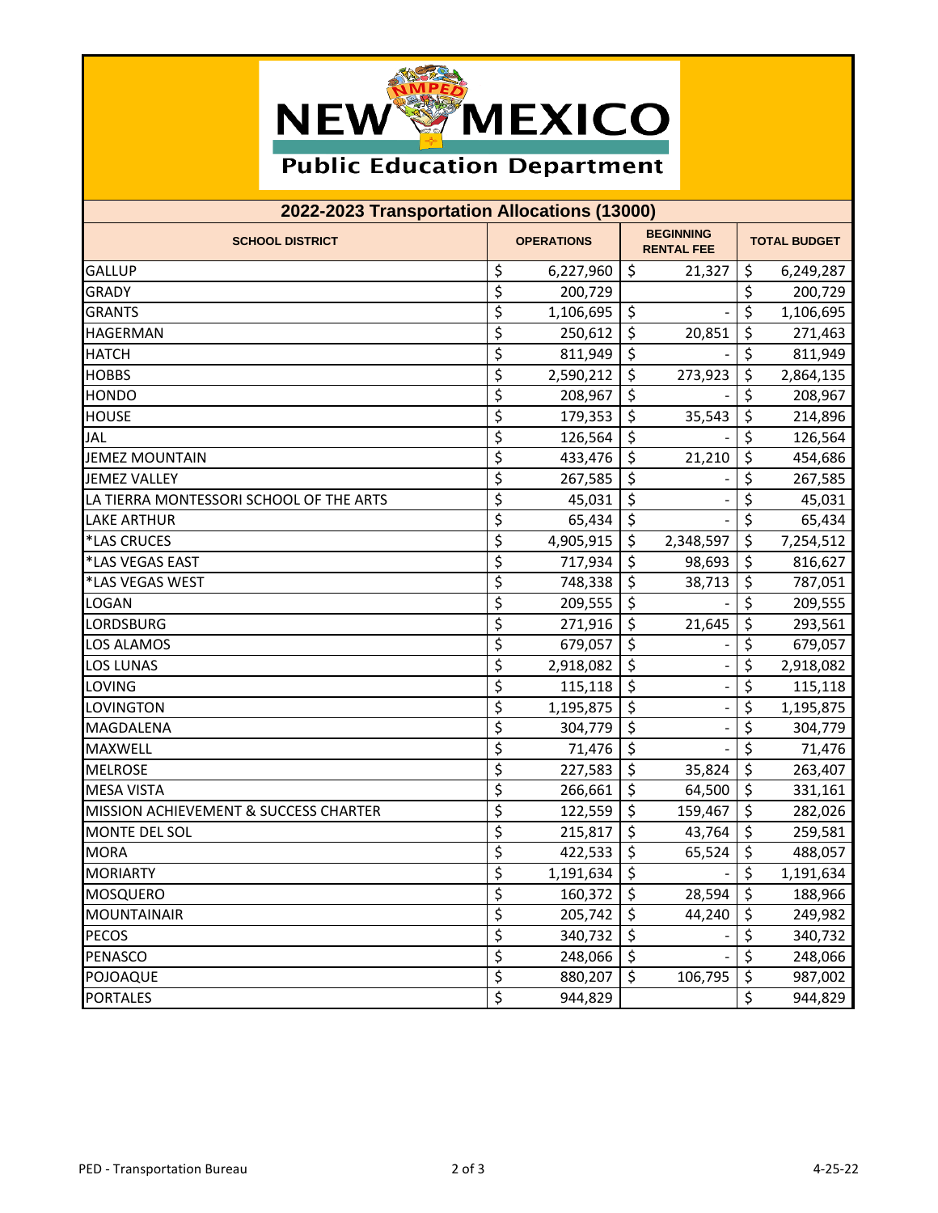# New Mexico Public Education Department

## 2022-2023 Transportation Allocations (13000)

| SCHOOL DISTRICT | OPERATIONS | BEGINNING RENTAL FEE | TOTAL BUDGET |
|---|---|---|---|
| GALLUP | $ 6,227,960 | $ 21,327 | $ 6,249,287 |
| GRADY | $ 200,729 | | $ 200,729 |
| GRANTS | $ 1,106,695 | $ - | $ 1,106,695 |
| HAGERMAN | $ 250,612 | $ 20,851 | $ 271,463 |
| HATCH | $ 811,949 | $ - | $ 811,949 |
| HOBBS | $ 2,590,212 | $ 273,923 | $ 2,864,135 |
| HONDO | $ 208,967 | $ - | $ 208,967 |
| HOUSE | $ 179,353 | $ 35,543 | $ 214,896 |
| JAL | $ 126,564 | $ - | $ 126,564 |
| JEMEZ MOUNTAIN | $ 433,476 | $ 21,210 | $ 454,686 |
| JEMEZ VALLEY | $ 267,585 | $ - | $ 267,585 |
| LA TIERRA MONTESSORI SCHOOL OF THE ARTS | $ 45,031 | $ - | $ 45,031 |
| LAKE ARTHUR | $ 65,434 | $ - | $ 65,434 |
| *LAS CRUCES | $ 4,905,915 | $ 2,348,597 | $ 7,254,512 |
| *LAS VEGAS EAST | $ 717,934 | $ 98,693 | $ 816,627 |
| *LAS VEGAS WEST | $ 748,338 | $ 38,713 | $ 787,051 |
| LOGAN | $ 209,555 | $ - | $ 209,555 |
| LORDSBURG | $ 271,916 | $ 21,645 | $ 293,561 |
| LOS ALAMOS | $ 679,057 | $ - | $ 679,057 |
| LOS LUNAS | $ 2,918,082 | $ - | $ 2,918,082 |
| LOVING | $ 115,118 | $ - | $ 115,118 |
| LOVINGTON | $ 1,195,875 | $ - | $ 1,195,875 |
| MAGDALENA | $ 304,779 | $ - | $ 304,779 |
| MAXWELL | $ 71,476 | $ - | $ 71,476 |
| MELROSE | $ 227,583 | $ 35,824 | $ 263,407 |
| MESA VISTA | $ 266,661 | $ 64,500 | $ 331,161 |
| MISSION ACHIEVEMENT & SUCCESS CHARTER | $ 122,559 | $ 159,467 | $ 282,026 |
| MONTE DEL SOL | $ 215,817 | $ 43,764 | $ 259,581 |
| MORA | $ 422,533 | $ 65,524 | $ 488,057 |
| MORIARTY | $ 1,191,634 | $ - | $ 1,191,634 |
| MOSQUERO | $ 160,372 | $ 28,594 | $ 188,966 |
| MOUNTAINAIR | $ 205,742 | $ 44,240 | $ 249,982 |
| PECOS | $ 340,732 | $ - | $ 340,732 |
| PENASCO | $ 248,066 | $ - | $ 248,066 |
| POJOAQUE | $ 880,207 | $ 106,795 | $ 987,002 |
| PORTALES | $ 944,829 | | $ 944,829 |

PED - Transportation Bureau — 4-25-22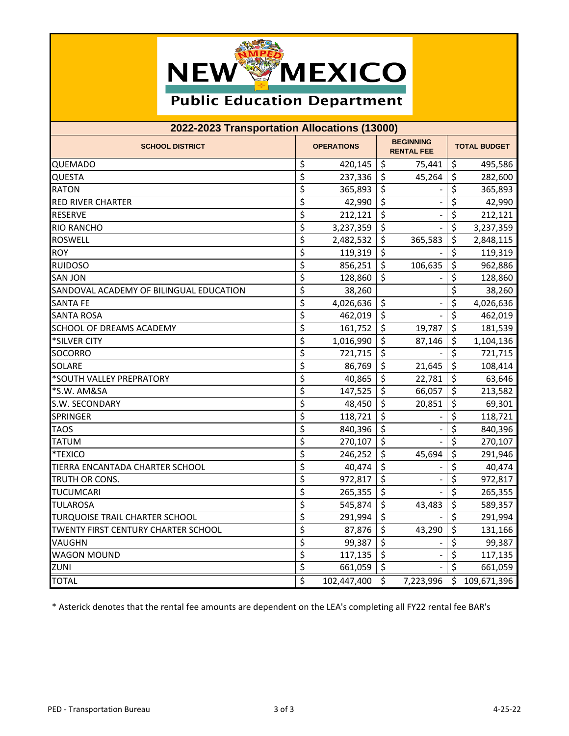NEW MEXICO Public Education Department

## 2022-2023 Transportation Allocations (13000)

| SCHOOL DISTRICT | OPERATIONS | BEGINNING RENTAL FEE | TOTAL BUDGET |
|---|---|---|---|
| QUEMADO | $ 420,145 | $ 75,441 | $ 495,586 |
| QUESTA | $ 237,336 | $ 45,264 | $ 282,600 |
| RATON | $ 365,893 | $ - | $ 365,893 |
| RED RIVER CHARTER | $ 42,990 | $ - | $ 42,990 |
| RESERVE | $ 212,121 | $ - | $ 212,121 |
| RIO RANCHO | $ 3,237,359 | $ - | $ 3,237,359 |
| ROSWELL | $ 2,482,532 | $ 365,583 | $ 2,848,115 |
| ROY | $ 119,319 | $ - | $ 119,319 |
| RUIDOSO | $ 856,251 | $ 106,635 | $ 962,886 |
| SAN JON | $ 128,860 | $ - | $ 128,860 |
| SANDOVAL ACADEMY OF BILINGUAL EDUCATION | $ 38,260 | | $ 38,260 |
| SANTA FE | $ 4,026,636 | $ - | $ 4,026,636 |
| SANTA ROSA | $ 462,019 | $ - | $ 462,019 |
| SCHOOL OF DREAMS ACADEMY | $ 161,752 | $ 19,787 | $ 181,539 |
| *SILVER CITY | $ 1,016,990 | $ 87,146 | $ 1,104,136 |
| SOCORRO | $ 721,715 | $ - | $ 721,715 |
| SOLARE | $ 86,769 | $ 21,645 | $ 108,414 |
| *SOUTH VALLEY PREPRATORY | $ 40,865 | $ 22,781 | $ 63,646 |
| *S.W. AM&SA | $ 147,525 | $ 66,057 | $ 213,582 |
| S.W. SECONDARY | $ 48,450 | $ 20,851 | $ 69,301 |
| SPRINGER | $ 118,721 | $ - | $ 118,721 |
| TAOS | $ 840,396 | $ - | $ 840,396 |
| TATUM | $ 270,107 | $ - | $ 270,107 |
| *TEXICO | $ 246,252 | $ 45,694 | $ 291,946 |
| TIERRA ENCANTADA CHARTER SCHOOL | $ 40,474 | $ - | $ 40,474 |
| TRUTH OR CONS. | $ 972,817 | $ - | $ 972,817 |
| TUCUMCARI | $ 265,355 | $ - | $ 265,355 |
| TULAROSA | $ 545,874 | $ 43,483 | $ 589,357 |
| TURQUOISE TRAIL CHARTER SCHOOL | $ 291,994 | $ - | $ 291,994 |
| TWENTY FIRST CENTURY CHARTER SCHOOL | $ 87,876 | $ 43,290 | $ 131,166 |
| VAUGHN | $ 99,387 | $ - | $ 99,387 |
| WAGON MOUND | $ 117,135 | $ - | $ 117,135 |
| ZUNI | $ 661,059 | $ - | $ 661,059 |
| TOTAL | $ 102,447,400 | $ 7,223,996 | $ 109,671,396 |

* Asterick denotes that the rental fee amounts are dependent on the LEA's completing all FY22 rental fee BAR's

PED - Transportation Bureau 4-25-22